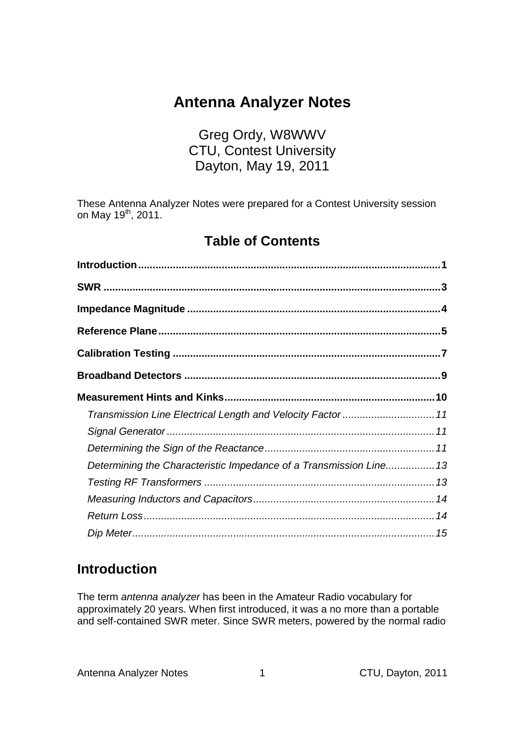# Antenna Analyzer Notes

Greg Ordy, W8WWV
CTU, Contest University
Dayton, May 19, 2011

These Antenna Analyzer Notes were prepared for a Contest University session on May 19th, 2011.

## Table of Contents

**Introduction** ........ 1
**SWR** ........ 3
**Impedance Magnitude** ........ 4
**Reference Plane** ........ 5
**Calibration Testing** ........ 7
**Broadband Detectors** ........ 9
**Measurement Hints and Kinks** ........ 10
- *Transmission Line Electrical Length and Velocity Factor* ........ 11
- *Signal Generator* ........ 11
- *Determining the Sign of the Reactance* ........ 11
- *Determining the Characteristic Impedance of a Transmission Line* ........ 13
- *Testing RF Transformers* ........ 13
- *Measuring Inductors and Capacitors* ........ 14
- *Return Loss* ........ 14
- *Dip Meter* ........ 15

## Introduction

The term *antenna analyzer* has been in the Amateur Radio vocabulary for approximately 20 years. When first introduced, it was a no more than a portable and self-contained SWR meter. Since SWR meters, powered by the normal radio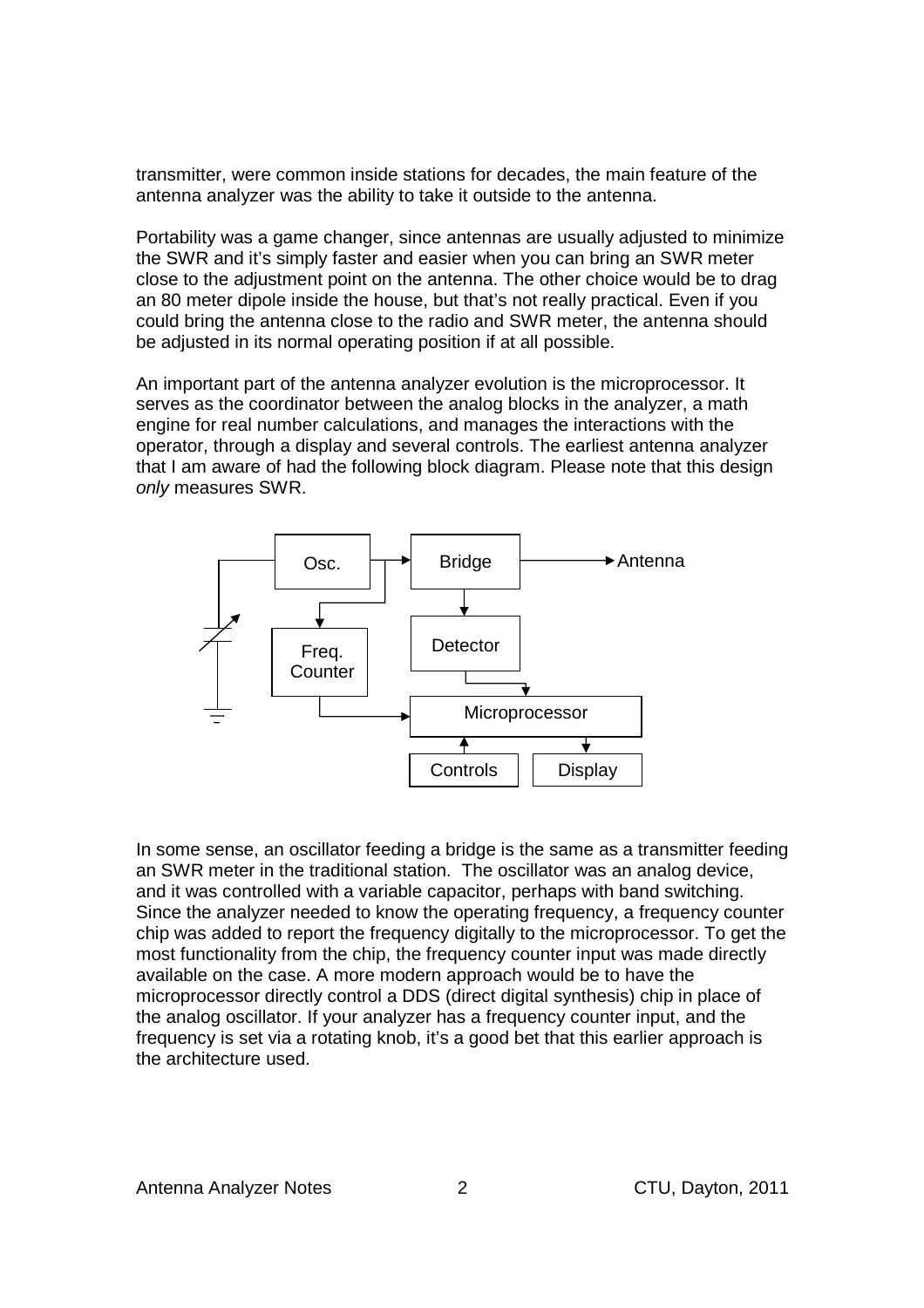transmitter, were common inside stations for decades, the main feature of the antenna analyzer was the ability to take it outside to the antenna.

Portability was a game changer, since antennas are usually adjusted to minimize the SWR and it's simply faster and easier when you can bring an SWR meter close to the adjustment point on the antenna. The other choice would be to drag an 80 meter dipole inside the house, but that's not really practical. Even if you could bring the antenna close to the radio and SWR meter, the antenna should be adjusted in its normal operating position if at all possible.

An important part of the antenna analyzer evolution is the microprocessor. It serves as the coordinator between the analog blocks in the analyzer, a math engine for real number calculations, and manages the interactions with the operator, through a display and several controls. The earliest antenna analyzer that I am aware of had the following block diagram. Please note that this design *only* measures SWR.

In some sense, an oscillator feeding a bridge is the same as a transmitter feeding an SWR meter in the traditional station. The oscillator was an analog device, and it was controlled with a variable capacitor, perhaps with band switching. Since the analyzer needed to know the operating frequency, a frequency counter chip was added to report the frequency digitally to the microprocessor. To get the most functionality from the chip, the frequency counter input was made directly available on the case. A more modern approach would be to have the microprocessor directly control a DDS (direct digital synthesis) chip in place of the analog oscillator. If your analyzer has a frequency counter input, and the frequency is set via a rotating knob, it's a good bet that this earlier approach is the architecture used.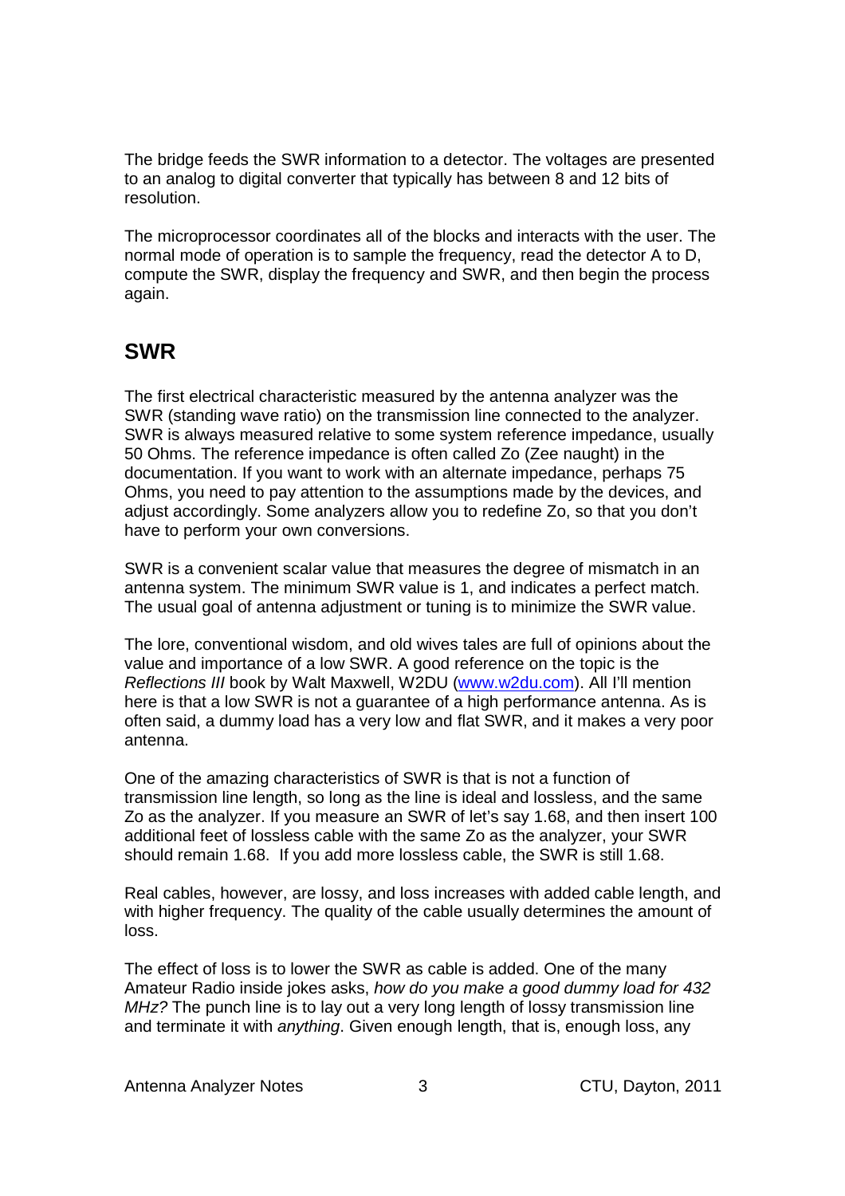The bridge feeds the SWR information to a detector. The voltages are presented to an analog to digital converter that typically has between 8 and 12 bits of resolution.

The microprocessor coordinates all of the blocks and interacts with the user. The normal mode of operation is to sample the frequency, read the detector A to D, compute the SWR, display the frequency and SWR, and then begin the process again.

## SWR

The first electrical characteristic measured by the antenna analyzer was the SWR (standing wave ratio) on the transmission line connected to the analyzer. SWR is always measured relative to some system reference impedance, usually 50 Ohms. The reference impedance is often called Zo (Zee naught) in the documentation. If you want to work with an alternate impedance, perhaps 75 Ohms, you need to pay attention to the assumptions made by the devices, and adjust accordingly. Some analyzers allow you to redefine Zo, so that you don't have to perform your own conversions.

SWR is a convenient scalar value that measures the degree of mismatch in an antenna system. The minimum SWR value is 1, and indicates a perfect match. The usual goal of antenna adjustment or tuning is to minimize the SWR value.

The lore, conventional wisdom, and old wives tales are full of opinions about the value and importance of a low SWR. A good reference on the topic is the *Reflections III* book by Walt Maxwell, W2DU (www.w2du.com). All I'll mention here is that a low SWR is not a guarantee of a high performance antenna. As is often said, a dummy load has a very low and flat SWR, and it makes a very poor antenna.

One of the amazing characteristics of SWR is that is not a function of transmission line length, so long as the line is ideal and lossless, and the same Zo as the analyzer. If you measure an SWR of let's say 1.68, and then insert 100 additional feet of lossless cable with the same Zo as the analyzer, your SWR should remain 1.68. If you add more lossless cable, the SWR is still 1.68.

Real cables, however, are lossy, and loss increases with added cable length, and with higher frequency. The quality of the cable usually determines the amount of loss.

The effect of loss is to lower the SWR as cable is added. One of the many Amateur Radio inside jokes asks, *how do you make a good dummy load for 432 MHz?* The punch line is to lay out a very long length of lossy transmission line and terminate it with *anything*. Given enough length, that is, enough loss, any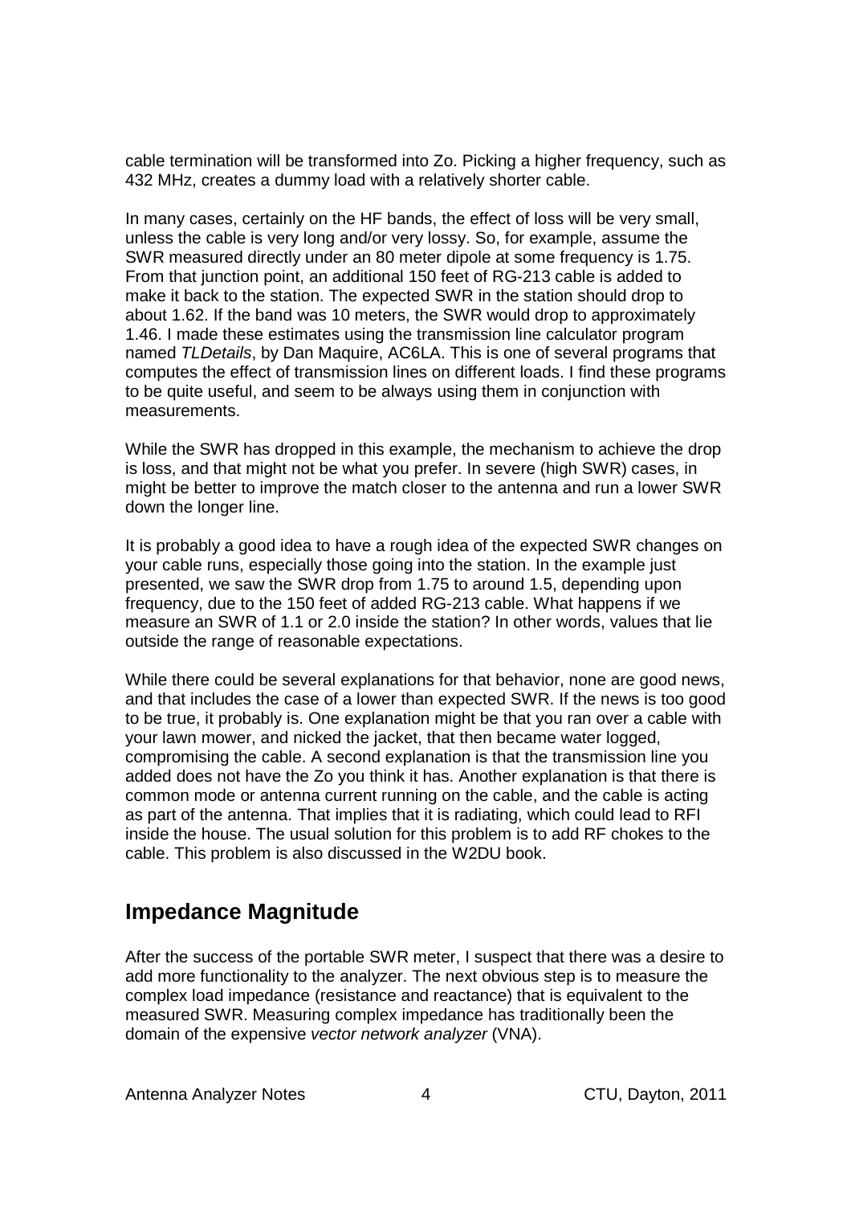cable termination will be transformed into Zo. Picking a higher frequency, such as 432 MHz, creates a dummy load with a relatively shorter cable.

In many cases, certainly on the HF bands, the effect of loss will be very small, unless the cable is very long and/or very lossy. So, for example, assume the SWR measured directly under an 80 meter dipole at some frequency is 1.75. From that junction point, an additional 150 feet of RG-213 cable is added to make it back to the station. The expected SWR in the station should drop to about 1.62. If the band was 10 meters, the SWR would drop to approximately 1.46. I made these estimates using the transmission line calculator program named *TLDetails*, by Dan Maquire, AC6LA. This is one of several programs that computes the effect of transmission lines on different loads. I find these programs to be quite useful, and seem to be always using them in conjunction with measurements.

While the SWR has dropped in this example, the mechanism to achieve the drop is loss, and that might not be what you prefer. In severe (high SWR) cases, in might be better to improve the match closer to the antenna and run a lower SWR down the longer line.

It is probably a good idea to have a rough idea of the expected SWR changes on your cable runs, especially those going into the station. In the example just presented, we saw the SWR drop from 1.75 to arounđ 1.5, depending upon frequency, due to the 150 feet of added RG-213 cable. What happens if we measure an SWR of 1.1 or 2.0 inside the station? In other words, values that lie outside the range of reasonable expectations.

While there could be several explanations for that behavior, none are good news, and that includes the case of a lower than expected SWR. If the news is too good to be true, it probably is. One explanation might be that you ran over a cable with your lawn mower, and nicked the jacket, that then became water logged, compromising the cable. A second explanation is that the transmission line you added does not have the Zo you think it has. Another explanation is that there is common mode or antenna current running on the cable, and the cable is acting as part of the antenna. That implies that it is radiating, which could lead to RFI inside the house. The usual solution for this problem is to add RF chokes to the cable. This problem is also discussed in the W2DU book.

## Impedance Magnitude

After the success of the portable SWR meter, I suspect that there was a desire to add more functionality to the analyzer. The next obvious step is to measure the complex load impedance (resistance and reactance) that is equivalent to the measured SWR. Measuring complex impedance has traditionally been the domain of the expensive *vector network analyzer* (VNA).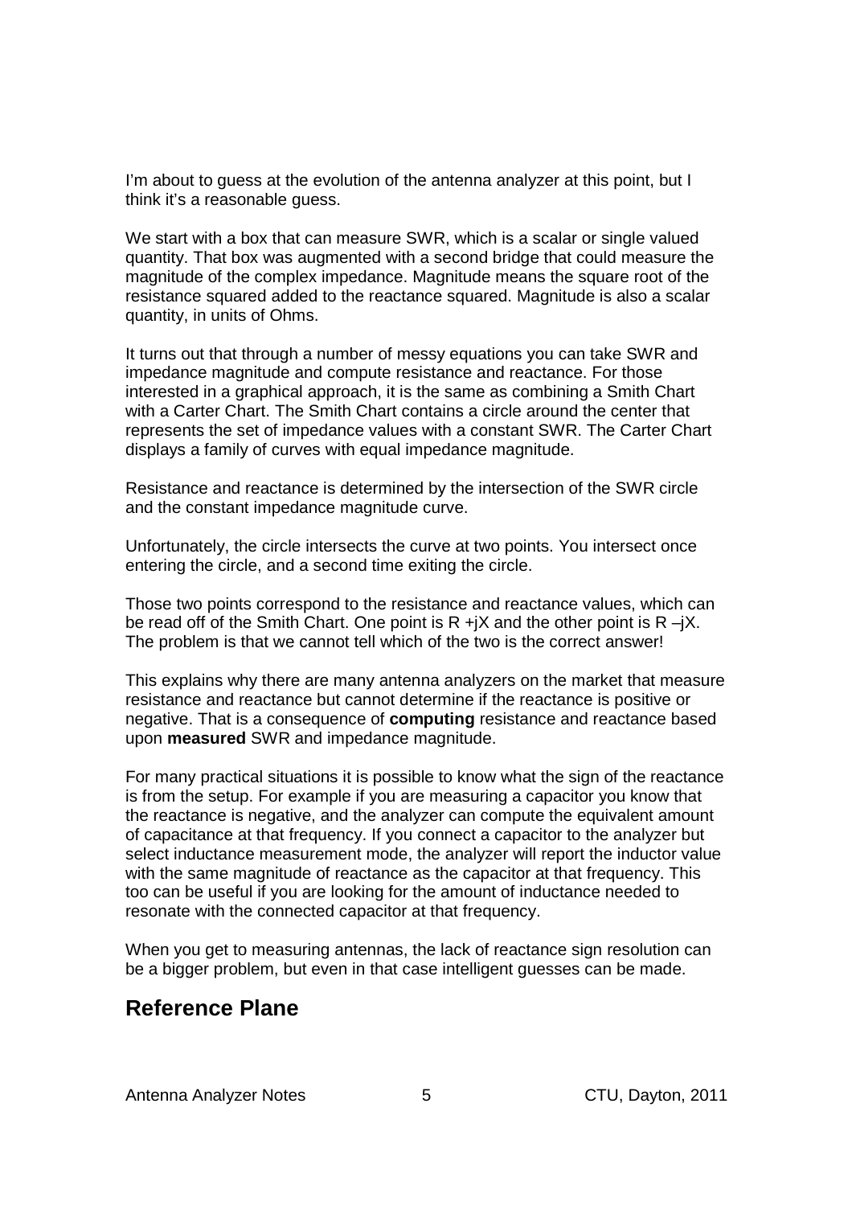I'm about to guess at the evolution of the antenna analyzer at this point, but I think it's a reasonable guess.

We start with a box that can measure SWR, which is a scalar or single valued quantity. That box was augmented with a second bridge that could measure the magnitude of the complex impedance. Magnitude means the square root of the resistance squared added to the reactance squared. Magnitude is also a scalar quantity, in units of Ohms.

It turns out that through a number of messy equations you can take SWR and impedance magnitude and compute resistance and reactance. For those interested in a graphical approach, it is the same as combining a Smith Chart with a Carter Chart. The Smith Chart contains a circle around the center that represents the set of impedance values with a constant SWR. The Carter Chart displays a family of curves with equal impedance magnitude.

Resistance and reactance is determined by the intersection of the SWR circle and the constant impedance magnitude curve.

Unfortunately, the circle intersects the curve at two points. You intersect once entering the circle, and a second time exiting the circle.

Those two points correspond to the resistance and reactance values, which can be read off of the Smith Chart. One point is $R + jX$ and the other point is $R - jX$. The problem is that we cannot tell which of the two is the correct answer!

This explains why there are many antenna analyzers on the market that measure resistance and reactance but cannot determine if the reactance is positive or negative. That is a consequence of **computing** resistance and reactance based upon **measured** SWR and impedance magnitude.

For many practical situations it is possible to know what the sign of the reactance is from the setup. For example if you are measuring a capacitor you know that the reactance is negative, and the analyzer can compute the equivalent amount of capacitance at that frequency. If you connect a capacitor to the analyzer but select inductance measurement mode, the analyzer will report the inductor value with the same magnitude of reactance as the capacitor at that frequency. This too can be useful if you are looking for the amount of inductance needed to resonate with the connected capacitor at that frequency.

When you get to measuring antennas, the lack of reactance sign resolution can be a bigger problem, but even in that case intelligent guesses can be made.

## Reference Plane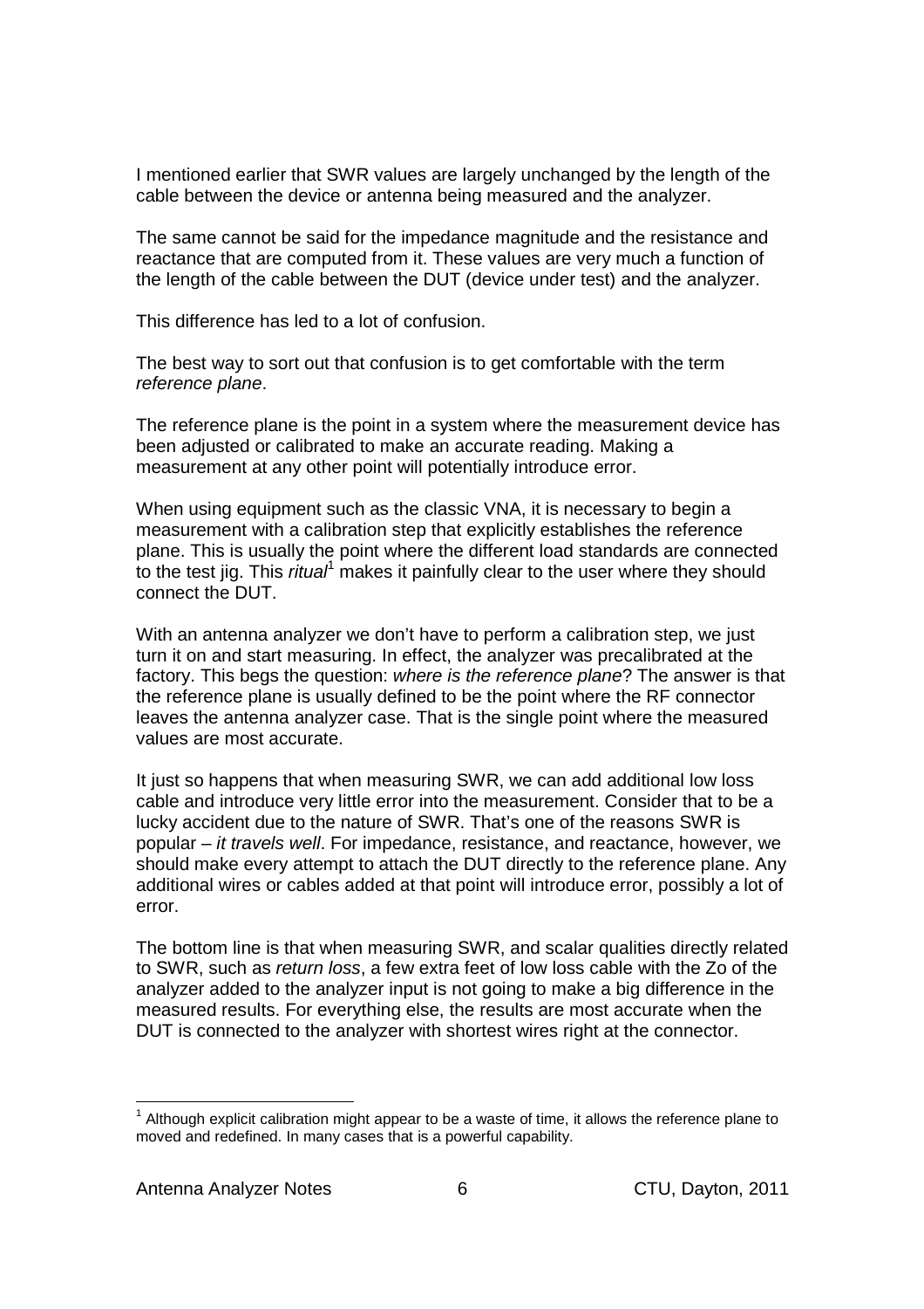I mentioned earlier that SWR values are largely unchanged by the length of the cable between the device or antenna being measured and the analyzer.

The same cannot be said for the impedance magnitude and the resistance and reactance that are computed from it. These values are very much a function of the length of the cable between the DUT (device under test) and the analyzer.

This difference has led to a lot of confusion.

The best way to sort out that confusion is to get comfortable with the term *reference plane*.

The reference plane is the point in a system where the measurement device has been adjusted or calibrated to make an accurate reading. Making a measurement at any other point will potentially introduce error.

When using equipment such as the classic VNA, it is necessary to begin a measurement with a calibration step that explicitly establishes the reference plane. This is usually the point where the different load standards are connected to the test jig. This *ritual*[1] makes it painfully clear to the user where they should connect the DUT.

With an antenna analyzer we don't have to perform a calibration step, we just turn it on and start measuring. In effect, the analyzer was precalibrated at the factory. This begs the question: *where is the reference plane*? The answer is that the reference plane is usually defined to be the point where the RF connector leaves the antenna analyzer case. That is the single point where the measured values are most accurate.

It just so happens that when measuring SWR, we can add additional low loss cable and introduce very little error into the measurement. Consider that to be a lucky accident due to the nature of SWR. That's one of the reasons SWR is popular – *it travels well*. For impedance, resistance, and reactance, however, we should make every attempt to attach the DUT directly to the reference plane. Any additional wires or cables added at that point will introduce error, possibly a lot of error.

The bottom line is that when measuring SWR, and scalar qualities directly related to SWR, such as *return loss*, a few extra feet of low loss cable with the Zo of the analyzer added to the analyzer input is not going to make a big difference in the measured results. For everything else, the results are most accurate when the DUT is connected to the analyzer with shortest wires right at the connector.

---

[1] Although explicit calibration might appear to be a waste of time, it allows the reference plane to moved and redefined. In many cases that is a powerful capability.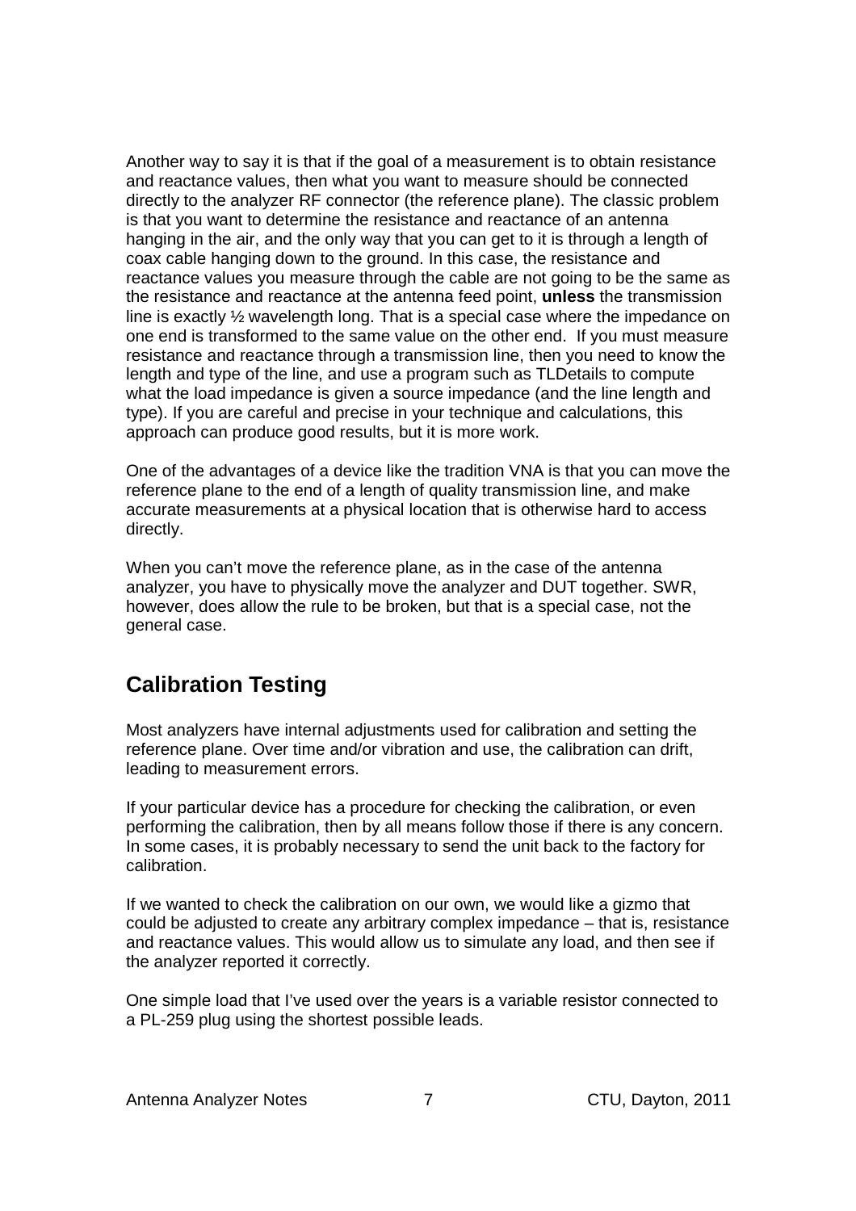Another way to say it is that if the goal of a measurement is to obtain resistance and reactance values, then what you want to measure should be connected directly to the analyzer RF connector (the reference plane). The classic problem is that you want to determine the resistance and reactance of an antenna hanging in the air, and the only way that you can get to it is through a length of coax cable hanging down to the ground. In this case, the resistance and reactance values you measure through the cable are not going to be the same as the resistance and reactance at the antenna feed point, **unless** the transmission line is exactly ½ wavelength long. That is a special case where the impedance on one end is transformed to the same value on the other end. If you must measure resistance and reactance through a transmission line, then you need to know the length and type of the line, and use a program such as TLDetails to compute what the load impedance is given a source impedance (and the line length and type). If you are careful and precise in your technique and calculations, this approach can produce good results, but it is more work.

One of the advantages of a device like the tradition VNA is that you can move the reference plane to the end of a length of quality transmission line, and make accurate measurements at a physical location that is otherwise hard to access directly.

When you can't move the reference plane, as in the case of the antenna analyzer, you have to physically move the analyzer and DUT together. SWR, however, does allow the rule to be broken, but that is a special case, not the general case.

## Calibration Testing

Most analyzers have internal adjustments used for calibration and setting the reference plane. Over time and/or vibration and use, the calibration can drift, leading to measurement errors.

If your particular device has a procedure for checking the calibration, or even performing the calibration, then by all means follow those if there is any concern. In some cases, it is probably necessary to send the unit back to the factory for calibration.

If we wanted to check the calibration on our own, we would like a gizmo that could be adjusted to create any arbitrary complex impedance – that is, resistance and reactance values. This would allow us to simulate any load, and then see if the analyzer reported it correctly.

One simple load that I've used over the years is a variable resistor connected to a PL-259 plug using the shortest possible leads.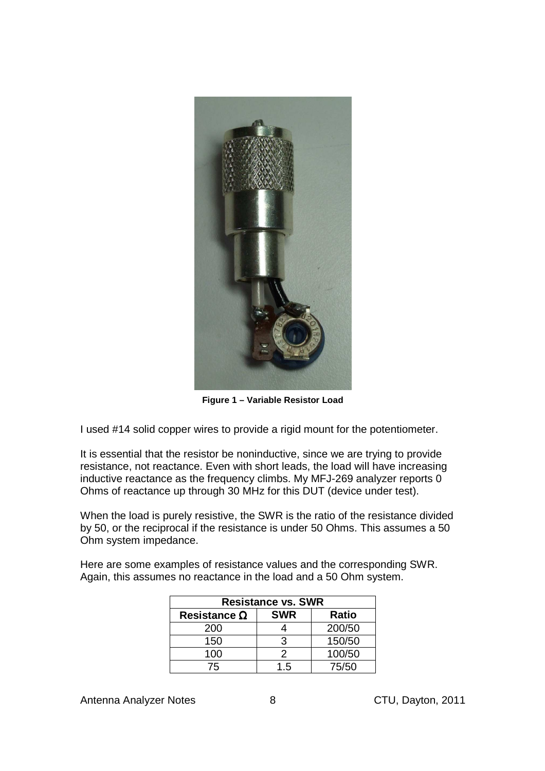**Figure 1 – Variable Resistor Load**

I used #14 solid copper wires to provide a rigid mount for the potentiometer.

It is essential that the resistor be noninductive, since we are trying to provide resistance, not reactance. Even with short leads, the load will have increasing inductive reactance as the frequency climbs. My MFJ-269 analyzer reports 0 Ohms of reactance up through 30 MHz for this DUT (device under test).

When the load is purely resistive, the SWR is the ratio of the resistance divided by 50, or the reciprocal if the resistance is under 50 Ohms. This assumes a 50 Ohm system impedance.

Here are some examples of resistance values and the corresponding SWR. Again, this assumes no reactance in the load and a 50 Ohm system.

| Resistance vs. SWR | | |
|---|---|---|
| **Resistance Ω** | **SWR** | **Ratio** |
| 200 | 4 | 200/50 |
| 150 | 3 | 150/50 |
| 100 | 2 | 100/50 |
| 75 | 1.5 | 75/50 |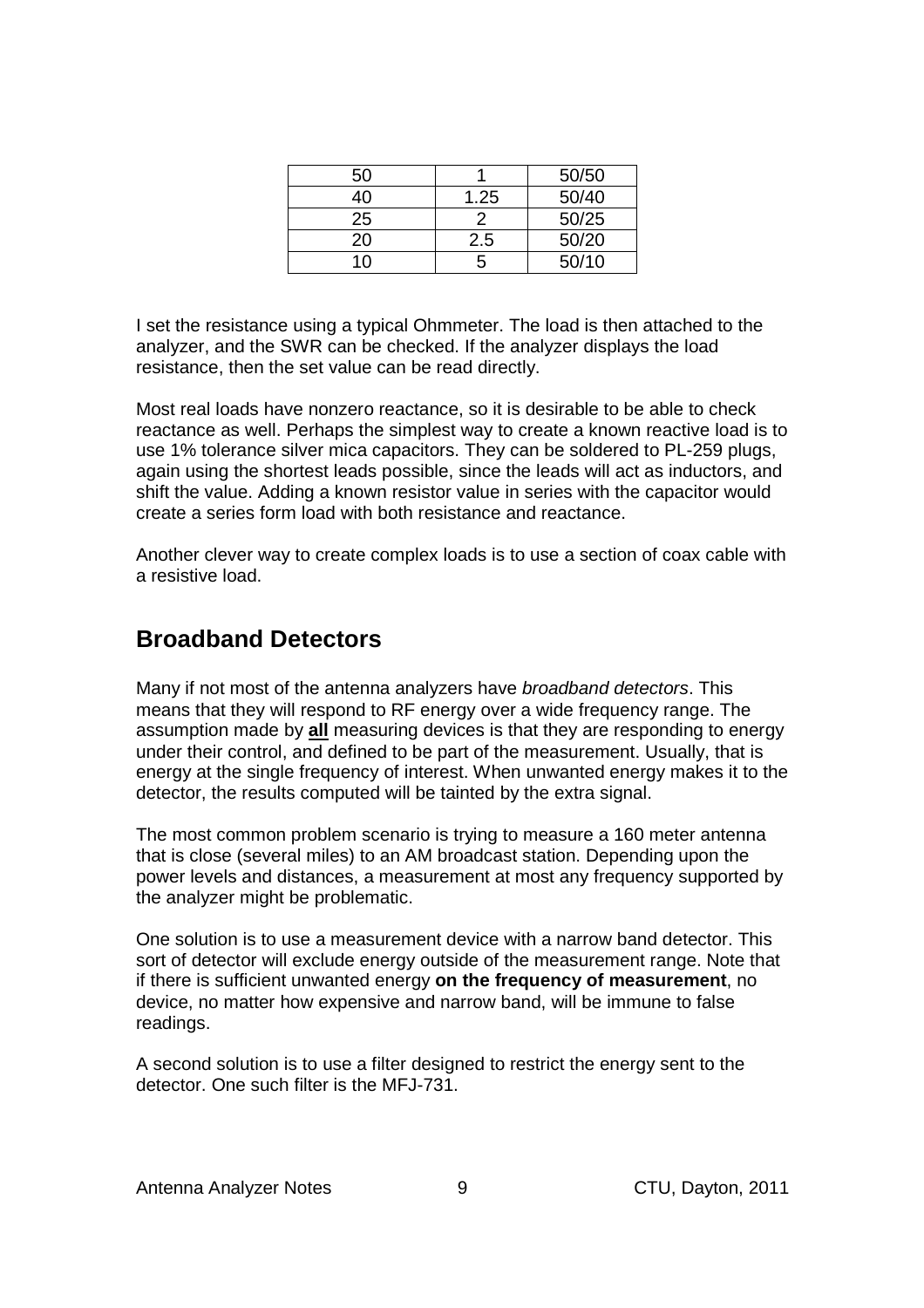| 50 | 1 | 50/50 |
|---|---|---|
| 40 | 1.25 | 50/40 |
| 25 | 2 | 50/25 |
| 20 | 2.5 | 50/20 |
| 10 | 5 | 50/10 |

I set the resistance using a typical Ohmmeter. The load is then attached to the analyzer, and the SWR can be checked. If the analyzer displays the load resistance, then the set value can be read directly.

Most real loads have nonzero reactance, so it is desirable to be able to check reactance as well. Perhaps the simplest way to create a known reactive load is to use 1% tolerance silver mica capacitors. They can be soldered to PL-259 plugs, again using the shortest leads possible, since the leads will act as inductors, and shift the value. Adding a known resistor value in series with the capacitor would create a series form load with both resistance and reactance.

Another clever way to create complex loads is to use a section of coax cable with a resistive load.

## Broadband Detectors

Many if not most of the antenna analyzers have *broadband detectors*. This means that they will respond to RF energy over a wide frequency range. The assumption made by **all** measuring devices is that they are responding to energy under their control, and defined to be part of the measurement. Usually, that is energy at the single frequency of interest. When unwanted energy makes it to the detector, the results computed will be tainted by the extra signal.

The most common problem scenario is trying to measure a 160 meter antenna that is close (several miles) to an AM broadcast station. Depending upon the power levels and distances, a measurement at most any frequency supported by the analyzer might be problematic.

One solution is to use a measurement device with a narrow band detector. This sort of detector will exclude energy outside of the measurement range. Note that if there is sufficient unwanted energy **on the frequency of measurement**, no device, no matter how expensive and narrow band, will be immune to false readings.

A second solution is to use a filter designed to restrict the energy sent to the detector. One such filter is the MFJ-731.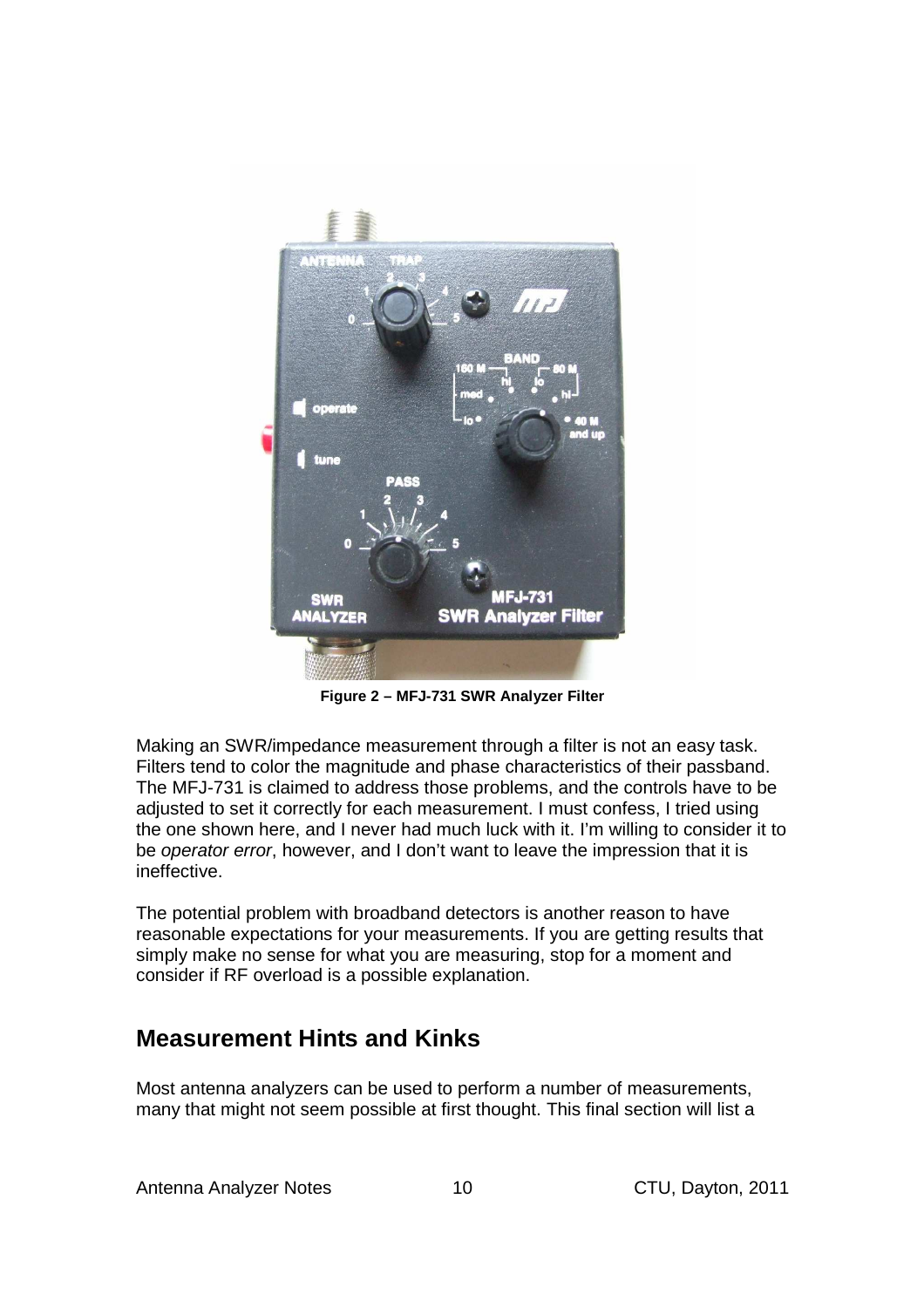**Figure 2 – MFJ-731 SWR Analyzer Filter**

Making an SWR/impedance measurement through a filter is not an easy task. Filters tend to color the magnitude and phase characteristics of their passband. The MFJ-731 is claimed to address those problems, and the controls have to be adjusted to set it correctly for each measurement. I must confess, I tried using the one shown here, and I never had much luck with it. I'm willing to consider it to be *operator error*, however, and I don't want to leave the impression that it is ineffective.

The potential problem with broadband detectors is another reason to have reasonable expectations for your measurements. If you are getting results that simply make no sense for what you are measuring, stop for a moment and consider if RF overload is a possible explanation.

## Measurement Hints and Kinks

Most antenna analyzers can be used to perform a number of measurements, many that might not seem possible at first thought. This final section will list a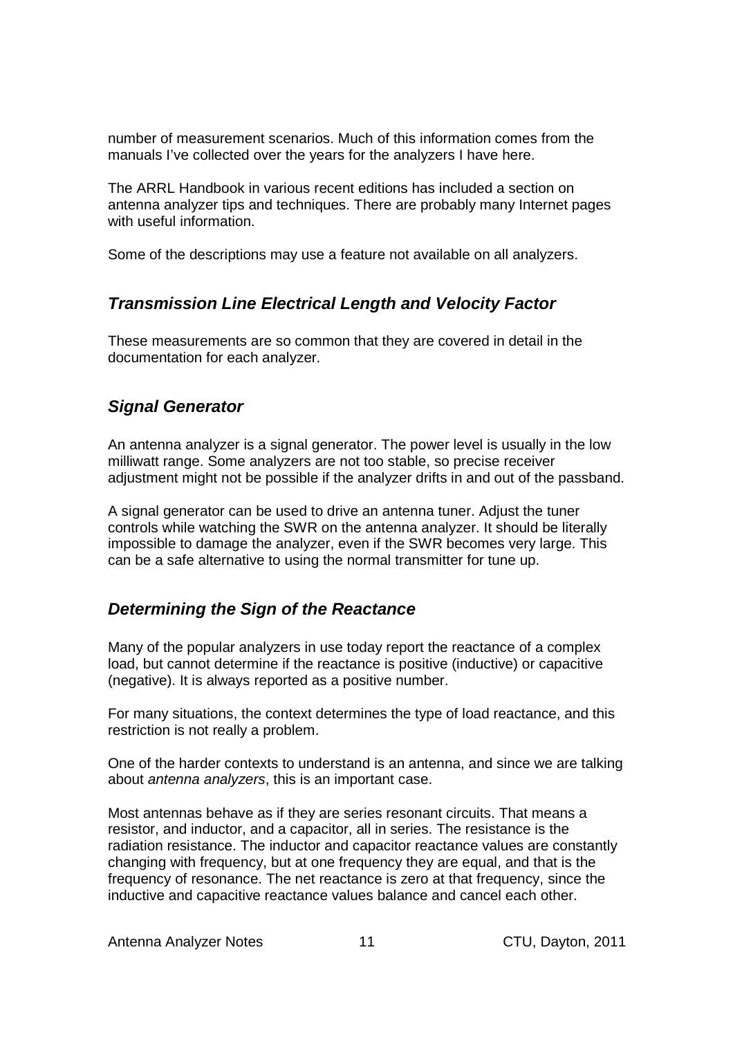number of measurement scenarios. Much of this information comes from the manuals I've collected over the years for the analyzers I have here.

The ARRL Handbook in various recent editions has included a section on antenna analyzer tips and techniques. There are probably many Internet pages with useful information.

Some of the descriptions may use a feature not available on all analyzers.

## *Transmission Line Electrical Length and Velocity Factor*

These measurements are so common that they are covered in detail in the documentation for each analyzer.

## *Signal Generator*

An antenna analyzer is a signal generator. The power level is usually in the low milliwatt range. Some analyzers are not too stable, so precise receiver adjustment might not be possible if the analyzer drifts in and out of the passband.

A signal generator can be used to drive an antenna tuner. Adjust the tuner controls while watching the SWR on the antenna analyzer. It should be literally impossible to damage the analyzer, even if the SWR becomes very large. This can be a safe alternative to using the normal transmitter for tune up.

## *Determining the Sign of the Reactance*

Many of the popular analyzers in use today report the reactance of a complex load, but cannot determine if the reactance is positive (inductive) or capacitive (negative). It is always reported as a positive number.

For many situations, the context determines the type of load reactance, and this restriction is not really a problem.

One of the harder contexts to understand is an antenna, and since we are talking about *antenna analyzers*, this is an important case.

Most antennas behave as if they are series resonant circuits. That means a resistor, and inductor, and a capacitor, all in series. The resistance is the radiation resistance. The inductor and capacitor reactance values are constantly changing with frequency, but at one frequency they are equal, and that is the frequency of resonance. The net reactance is zero at that frequency, since the inductive and capacitive reactance values balance and cancel each other.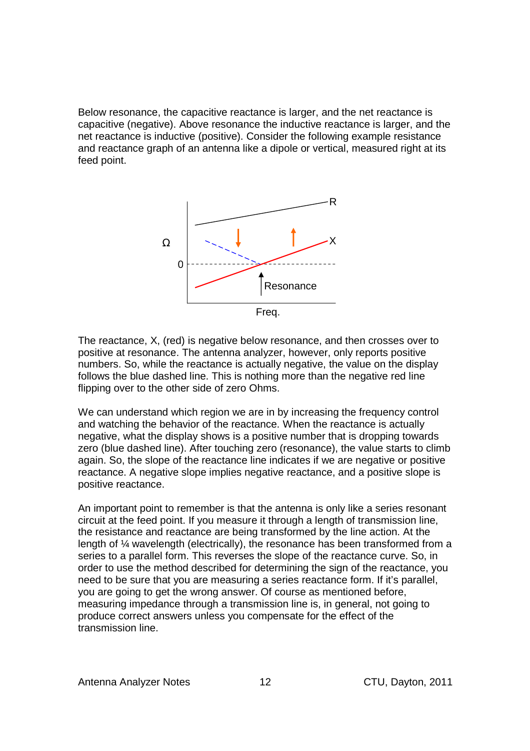Below resonance, the capacitive reactance is larger, and the net reactance is capacitive (negative). Above resonance the inductive reactance is larger, and the net reactance is inductive (positive). Consider the following example resistance and reactance graph of an antenna like a dipole or vertical, measured right at its feed point.

The reactance, X, (red) is negative below resonance, and then crosses over to positive at resonance. The antenna analyzer, however, only reports positive numbers. So, while the reactance is actually negative, the value on the display follows the blue dashed line. This is nothing more than the negative red line flipping over to the other side of zero Ohms.

We can understand which region we are in by increasing the frequency control and watching the behavior of the reactance. When the reactance is actually negative, what the display shows is a positive number that is dropping towards zero (blue dashed line). After touching zero (resonance), the value starts to climb again. So, the slope of the reactance line indicates if we are negative or positive reactance. A negative slope implies negative reactance, and a positive slope is positive reactance.

An important point to remember is that the antenna is only like a series resonant circuit at the feed point. If you measure it through a length of transmission line, the resistance and reactance are being transformed by the line action. At the length of ¼ wavelength (electrically), the resonance has been transformed from a series to a parallel form. This reverses the slope of the reactance curve. So, in order to use the method described for determining the sign of the reactance, you need to be sure that you are measuring a series reactance form. If it's parallel, you are going to get the wrong answer. Of course as mentioned before, measuring impedance through a transmission line is, in general, not going to produce correct answers unless you compensate for the effect of the transmission line.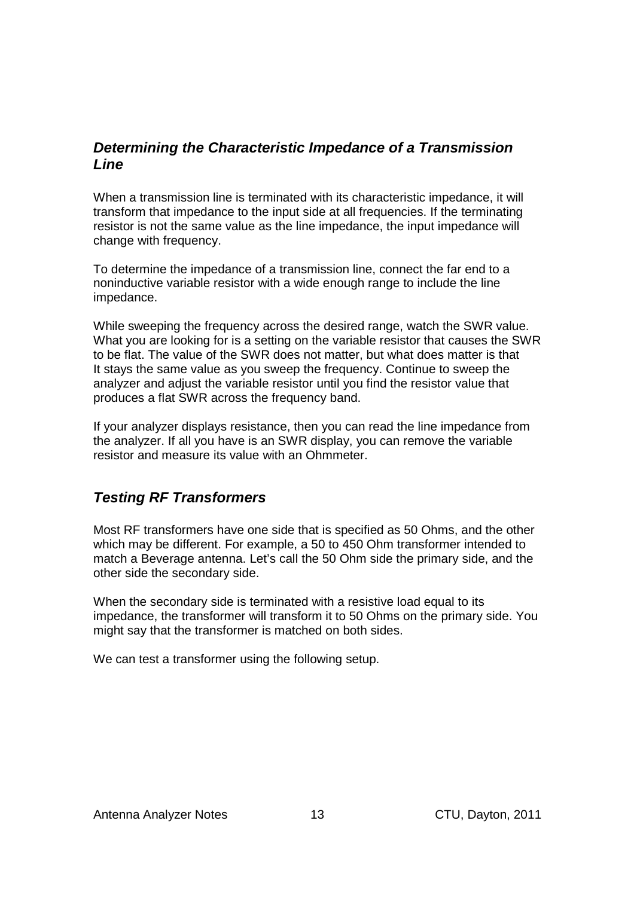## *Determining the Characteristic Impedance of a Transmission Line*

When a transmission line is terminated with its characteristic impedance, it will transform that impedance to the input side at all frequencies. If the terminating resistor is not the same value as the line impedance, the input impedance will change with frequency.

To determine the impedance of a transmission line, connect the far end to a noninductive variable resistor with a wide enough range to include the line impedance.

While sweeping the frequency across the desired range, watch the SWR value. What you are looking for is a setting on the variable resistor that causes the SWR to be flat. The value of the SWR does not matter, but what does matter is that It stays the same value as you sweep the frequency. Continue to sweep the analyzer and adjust the variable resistor until you find the resistor value that produces a flat SWR across the frequency band.

If your analyzer displays resistance, then you can read the line impedance from the analyzer. If all you have is an SWR display, you can remove the variable resistor and measure its value with an Ohmmeter.

## *Testing RF Transformers*

Most RF transformers have one side that is specified as 50 Ohms, and the other which may be different. For example, a 50 to 450 Ohm transformer intended to match a Beverage antenna. Let's call the 50 Ohm side the primary side, and the other side the secondary side.

When the secondary side is terminated with a resistive load equal to its impedance, the transformer will transform it to 50 Ohms on the primary side. You might say that the transformer is matched on both sides.

We can test a transformer using the following setup.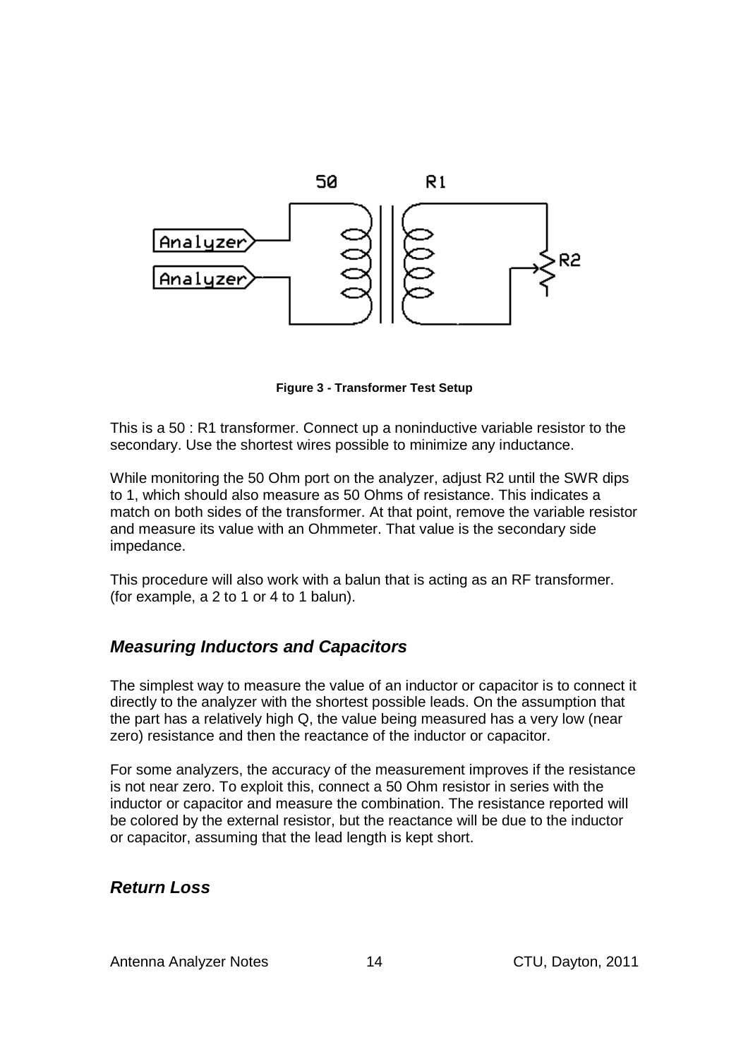**Figure 3 - Transformer Test Setup**

This is a 50 : R1 transformer. Connect up a noninductive variable resistor to the secondary. Use the shortest wires possible to minimize any inductance.

While monitoring the 50 Ohm port on the analyzer, adjust R2 until the SWR dips to 1, which should also measure as 50 Ohms of resistance. This indicates a match on both sides of the transformer. At that point, remove the variable resistor and measure its value with an Ohmmeter. That value is the secondary side impedance.

This procedure will also work with a balun that is acting as an RF transformer. (for example, a 2 to 1 or 4 to 1 balun).

## *Measuring Inductors and Capacitors*

The simplest way to measure the value of an inductor or capacitor is to connect it directly to the analyzer with the shortest possible leads. On the assumption that the part has a relatively high Q, the value being measured has a very low (near zero) resistance and then the reactance of the inductor or capacitor.

For some analyzers, the accuracy of the measurement improves if the resistance is not near zero. To exploit this, connect a 50 Ohm resistor in series with the inductor or capacitor and measure the combination. The resistance reported will be colored by the external resistor, but the reactance will be due to the inductor or capacitor, assuming that the lead length is kept short.

## *Return Loss*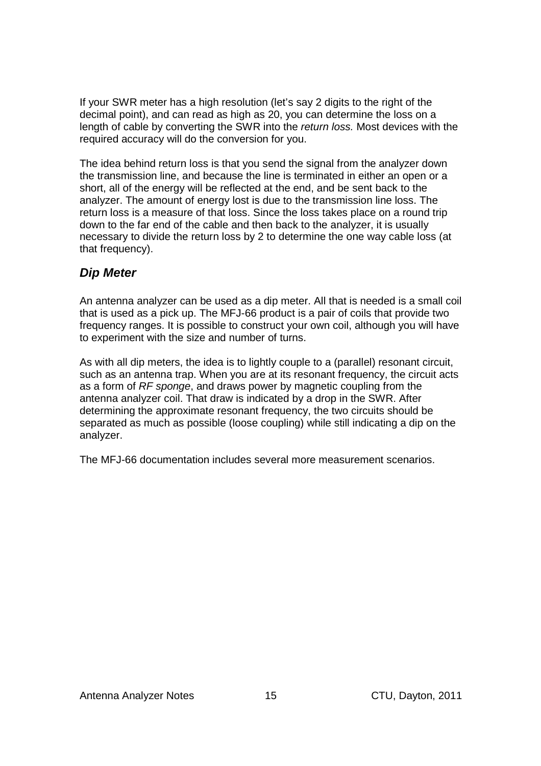If your SWR meter has a high resolution (let's say 2 digits to the right of the decimal point), and can read as high as 20, you can determine the loss on a length of cable by converting the SWR into the *return loss.* Most devices with the required accuracy will do the conversion for you.

The idea behind return loss is that you send the signal from the analyzer down the transmission line, and because the line is terminated in either an open or a short, all of the energy will be reflected at the end, and be sent back to the analyzer. The amount of energy lost is due to the transmission line loss. The return loss is a measure of that loss. Since the loss takes place on a round trip down to the far end of the cable and then back to the analyzer, it is usually necessary to divide the return loss by 2 to determine the one way cable loss (at that frequency).

### *Dip Meter*

An antenna analyzer can be used as a dip meter. All that is needed is a small coil that is used as a pick up. The MFJ-66 product is a pair of coils that provide two frequency ranges. It is possible to construct your own coil, although you will have to experiment with the size and number of turns.

As with all dip meters, the idea is to lightly couple to a (parallel) resonant circuit, such as an antenna trap. When you are at its resonant frequency, the circuit acts as a form of *RF sponge*, and draws power by magnetic coupling from the antenna analyzer coil. That draw is indicated by a drop in the SWR. After determining the approximate resonant frequency, the two circuits should be separated as much as possible (loose coupling) while still indicating a dip on the analyzer.

The MFJ-66 documentation includes several more measurement scenarios.